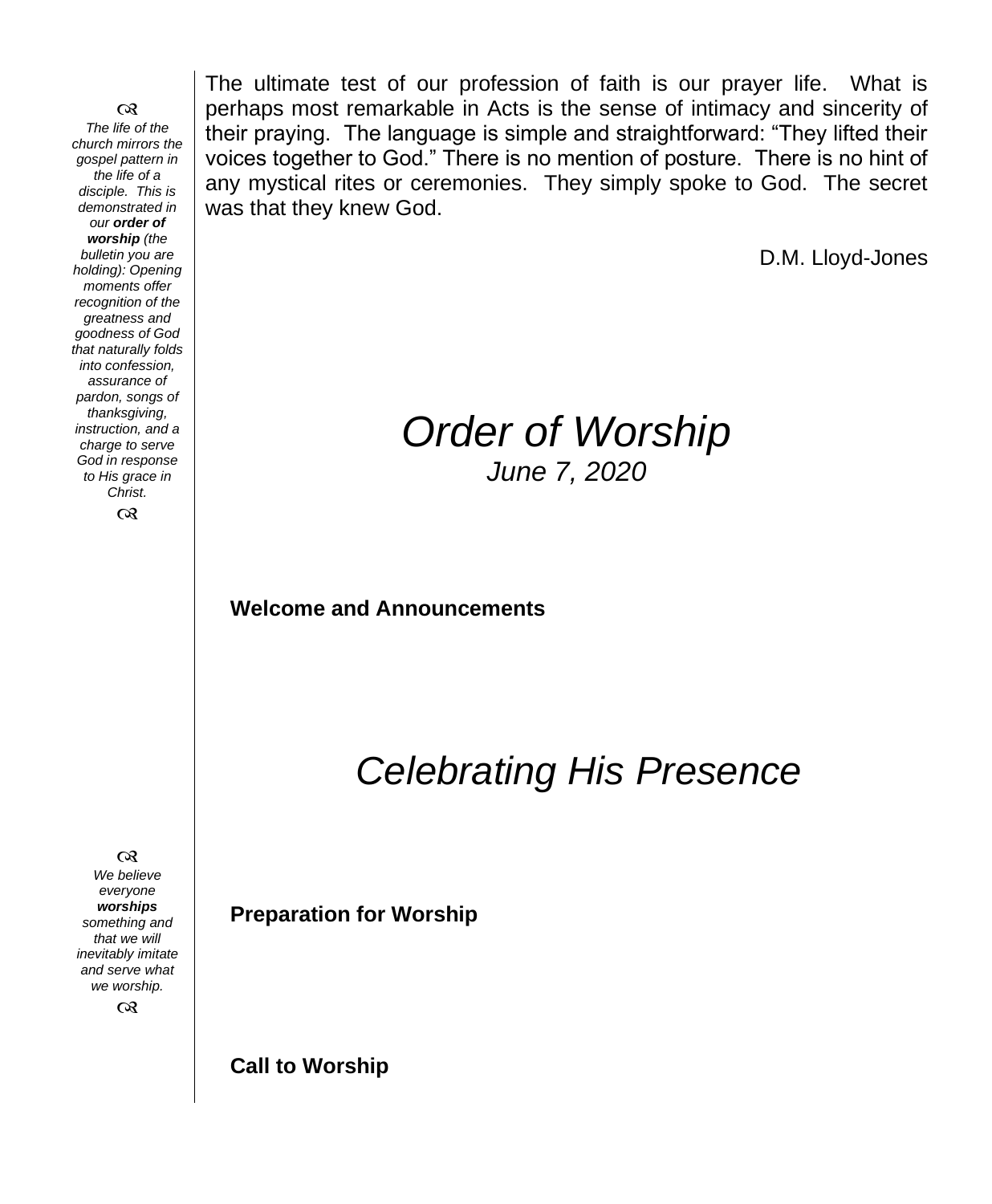The ultimate test of our profession of faith is our prayer life. What is perhaps most remarkable in Acts is the sense of intimacy and sincerity of their praying. The language is simple and straightforward: "They lifted their voices together to God." There is no mention of posture. There is no hint of any mystical rites or ceremonies. They simply spoke to God. The secret was that they knew God.

D.M. Lloyd-Jones

*The life of the church mirrors the gospel pattern in the life of a disciple. This is demonstrated in our **order of worship** (the bulletin you are holding): Opening moments offer recognition of the greatness and goodness of God that naturally folds into confession, assurance of pardon, songs of thanksgiving, instruction, and a charge to serve God in response to His grace in Christ.*

# *Order of Worship*

*June 7, 2020*

**Welcome and Announcements**

## *Celebrating His Presence*

*We believe everyone **worships** something and that we will inevitably imitate and serve what we worship.*

**Preparation for Worship**

**Call to Worship**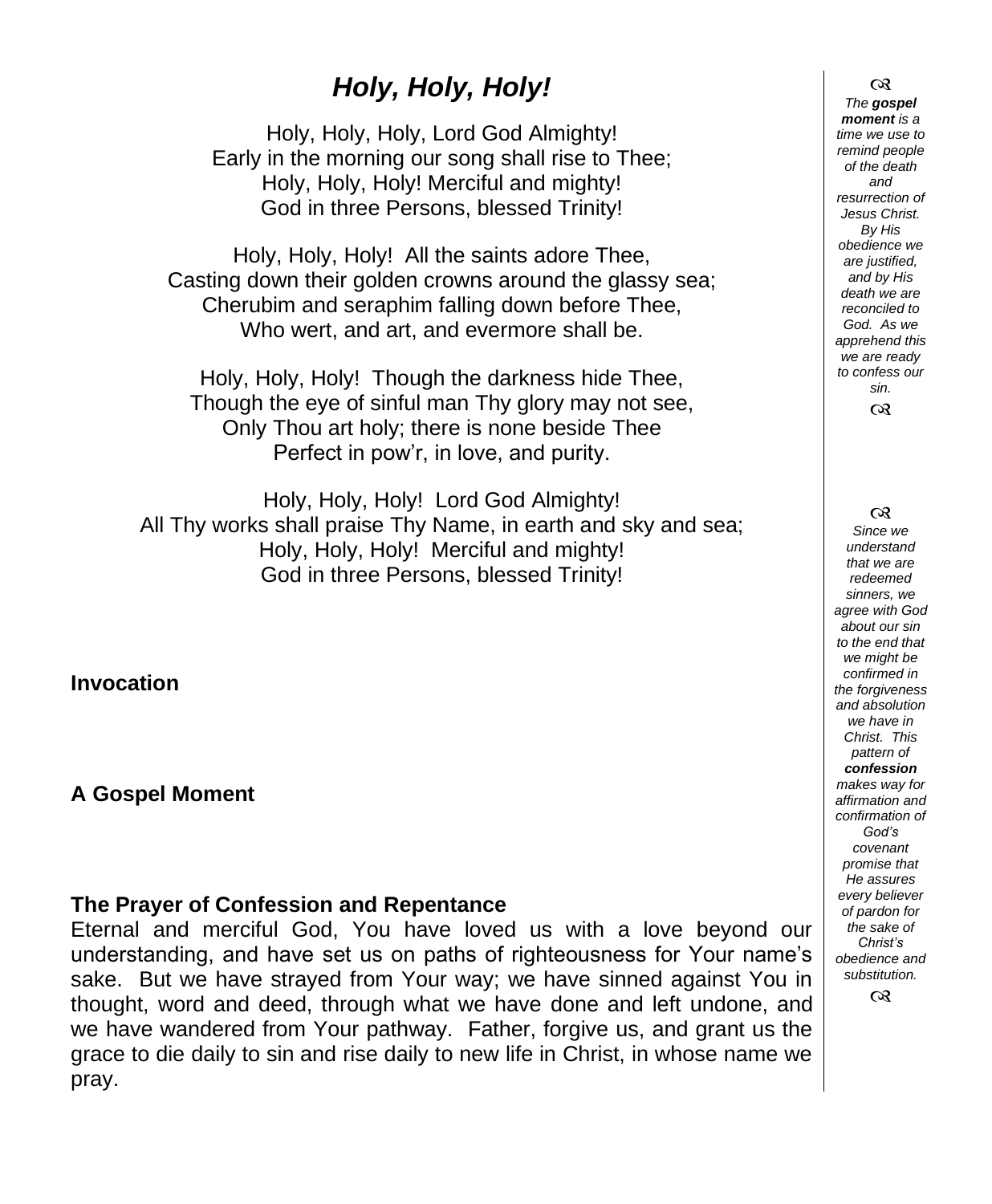# *Holy, Holy, Holy!*

Holy, Holy, Holy, Lord God Almighty!
Early in the morning our song shall rise to Thee;
Holy, Holy, Holy! Merciful and mighty!
God in three Persons, blessed Trinity!

Holy, Holy, Holy! All the saints adore Thee,
Casting down their golden crowns around the glassy sea;
Cherubim and seraphim falling down before Thee,
Who wert, and art, and evermore shall be.

Holy, Holy, Holy! Though the darkness hide Thee,
Though the eye of sinful man Thy glory may not see,
Only Thou art holy; there is none beside Thee
Perfect in pow'r, in love, and purity.

Holy, Holy, Holy! Lord God Almighty!
All Thy works shall praise Thy Name, in earth and sky and sea;
Holy, Holy, Holy! Merciful and mighty!
God in three Persons, blessed Trinity!

**Invocation**

**A Gospel Moment**

*The **gospel moment** is a time we use to remind people of the death and resurrection of Jesus Christ. By His obedience we are justified, and by His death we are reconciled to God. As we apprehend this we are ready to confess our sin.*

**The Prayer of Confession and Repentance**

Eternal and merciful God, You have loved us with a love beyond our understanding, and have set us on paths of righteousness for Your name's sake. But we have strayed from Your way; we have sinned against You in thought, word and deed, through what we have done and left undone, and we have wandered from Your pathway. Father, forgive us, and grant us the grace to die daily to sin and rise daily to new life in Christ, in whose name we pray.

*Since we understand that we are redeemed sinners, we agree with God about our sin to the end that we might be confirmed in the forgiveness and absolution we have in Christ. This pattern of **confession** makes way for affirmation and confirmation of God's covenant promise that He assures every believer of pardon for the sake of Christ's obedience and substitution.*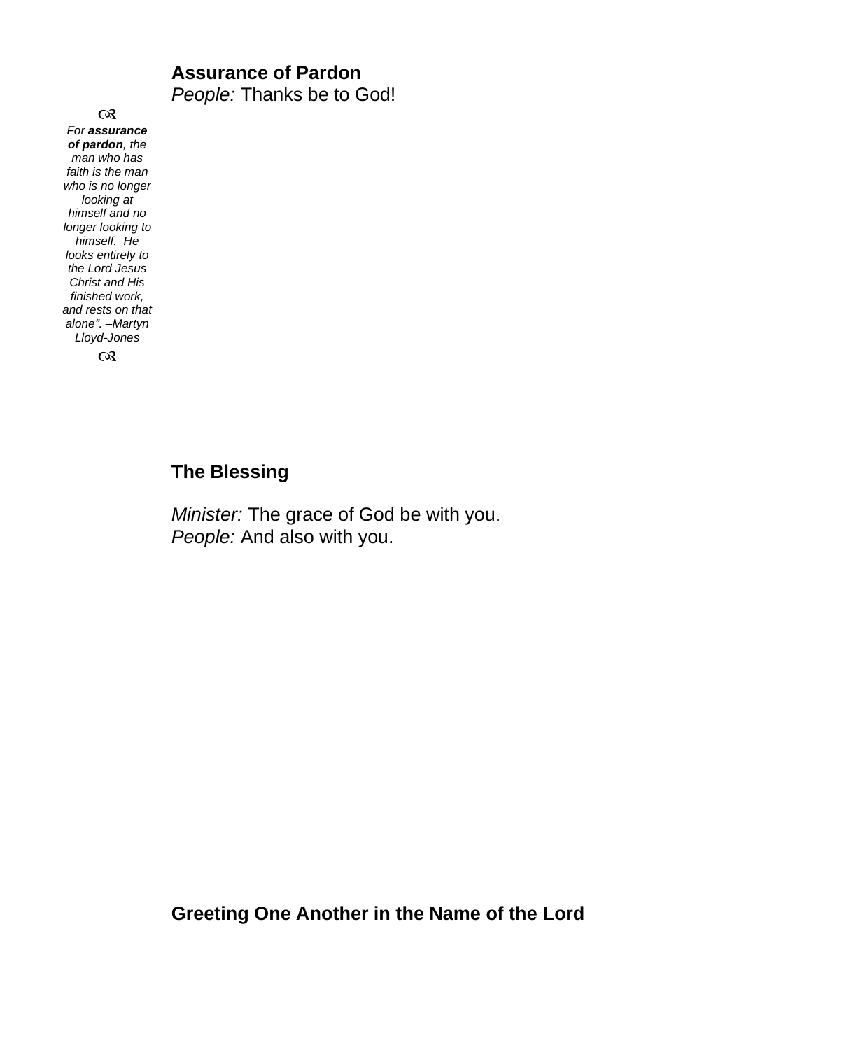## Assurance of Pardon

*People:* Thanks be to God!

☙

*For **assurance of pardon**, the man who has faith is the man who is no longer looking at himself and no longer looking to himself. He looks entirely to the Lord Jesus Christ and His finished work, and rests on that alone". –Martyn Lloyd-Jones*

☙

## The Blessing

*Minister:* The grace of God be with you.
*People:* And also with you.

## Greeting One Another in the Name of the Lord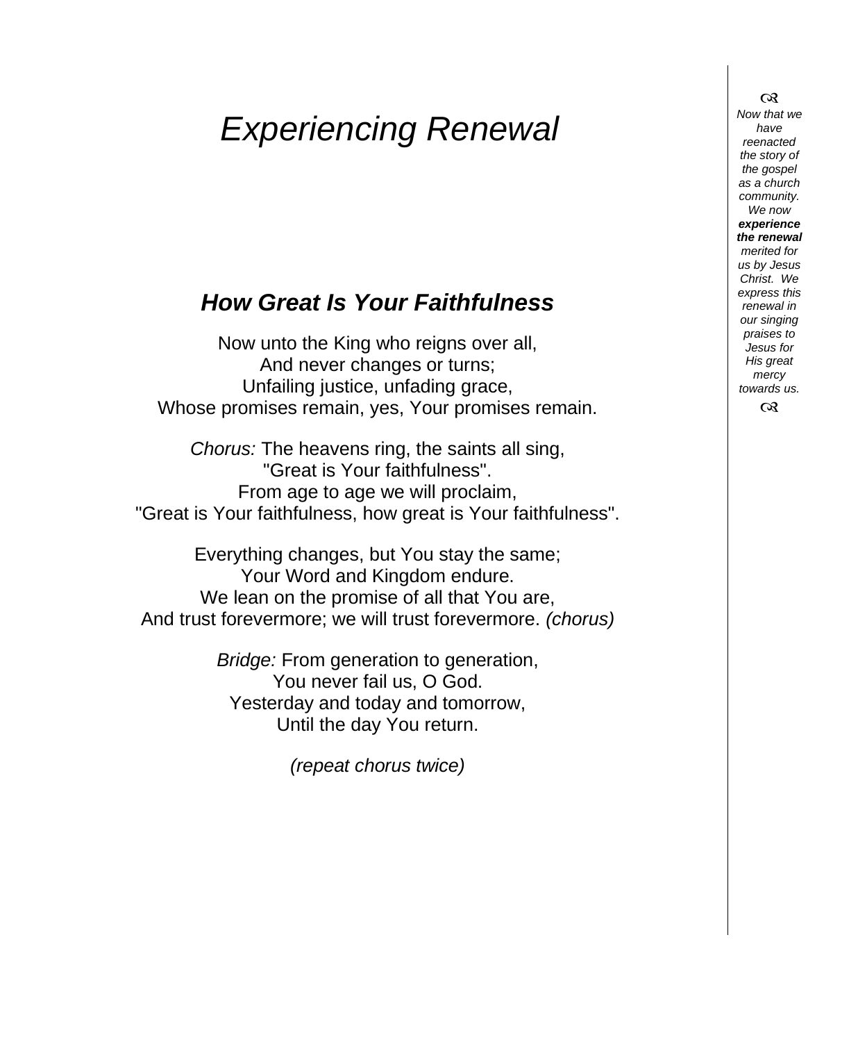# *Experiencing Renewal*

## ***How Great Is Your Faithfulness***

Now unto the King who reigns over all,
And never changes or turns;
Unfailing justice, unfading grace,
Whose promises remain, yes, Your promises remain.

*Chorus:* The heavens ring, the saints all sing,
"Great is Your faithfulness".
From age to age we will proclaim,
"Great is Your faithfulness, how great is Your faithfulness".

Everything changes, but You stay the same;
Your Word and Kingdom endure.
We lean on the promise of all that You are,
And trust forevermore; we will trust forevermore. *(chorus)*

*Bridge:* From generation to generation,
You never fail us, O God.
Yesterday and today and tomorrow,
Until the day You return.

*(repeat chorus twice)*

---

*Now that we have reenacted the story of the gospel as a church community. We now* ***experience the renewal*** *merited for us by Jesus Christ. We express this renewal in our singing praises to Jesus for His great mercy towards us.*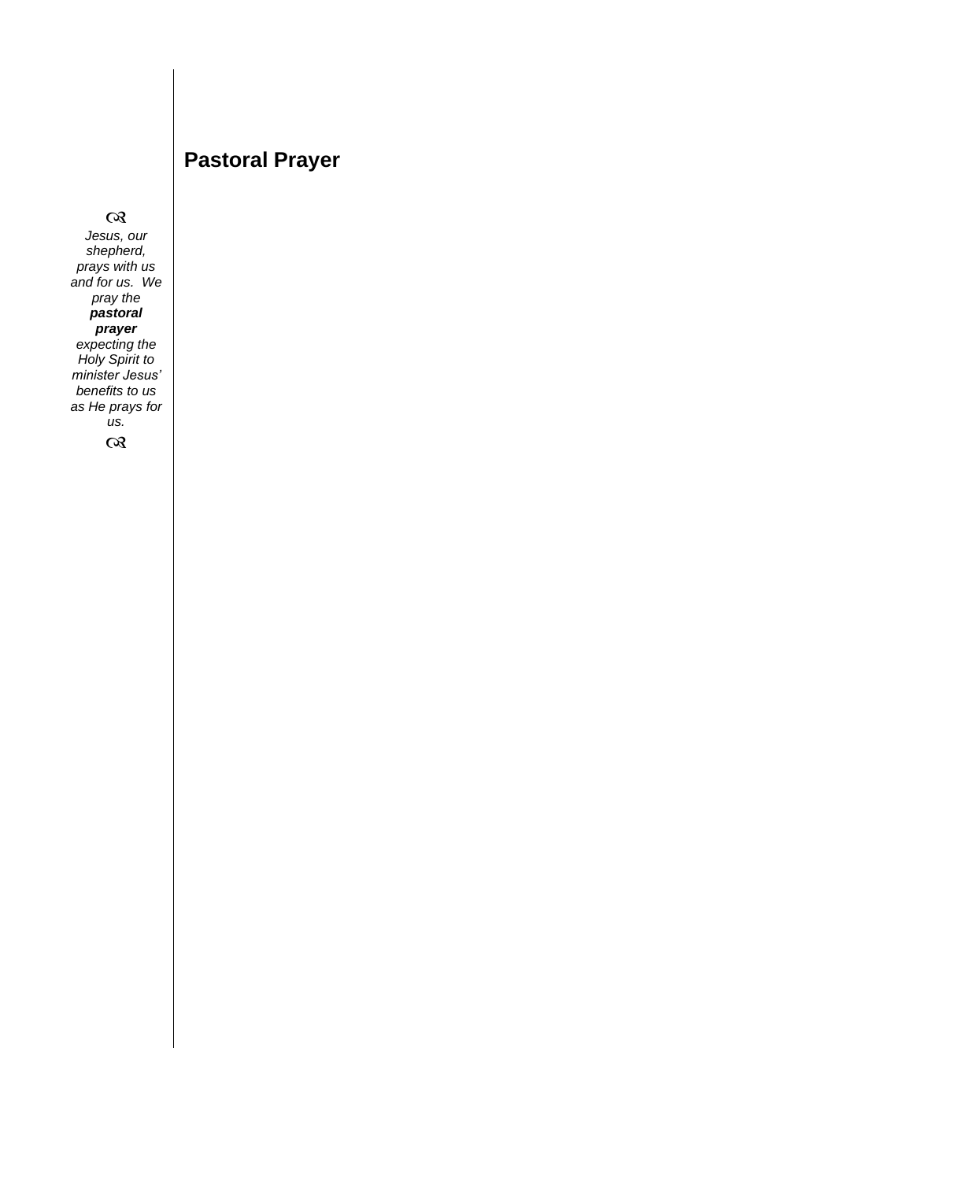## Pastoral Prayer

&

*Jesus, our shepherd, prays with us and for us. We pray the **pastoral prayer** expecting the Holy Spirit to minister Jesus' benefits to us as He prays for us.*

&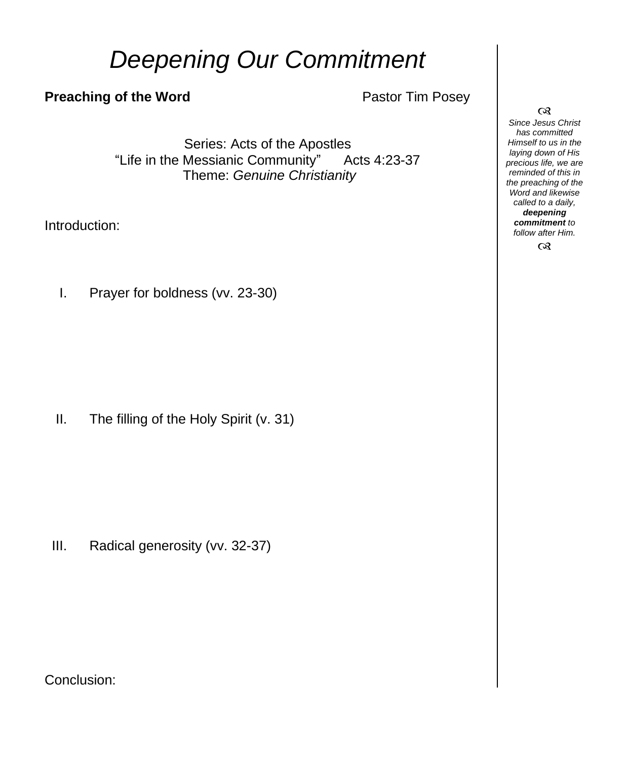# *Deepening Our Commitment*

**Preaching of the Word** Pastor Tim Posey

Series: Acts of the Apostles
"Life in the Messianic Community" Acts 4:23-37
Theme: *Genuine Christianity*

Introduction:

I. Prayer for boldness (vv. 23-30)

II. The filling of the Holy Spirit (v. 31)

III. Radical generosity (vv. 32-37)

Conclusion:

*Since Jesus Christ has committed Himself to us in the laying down of His precious life, we are reminded of this in the preaching of the Word and likewise called to a daily,* ***deepening commitment*** *to follow after Him.*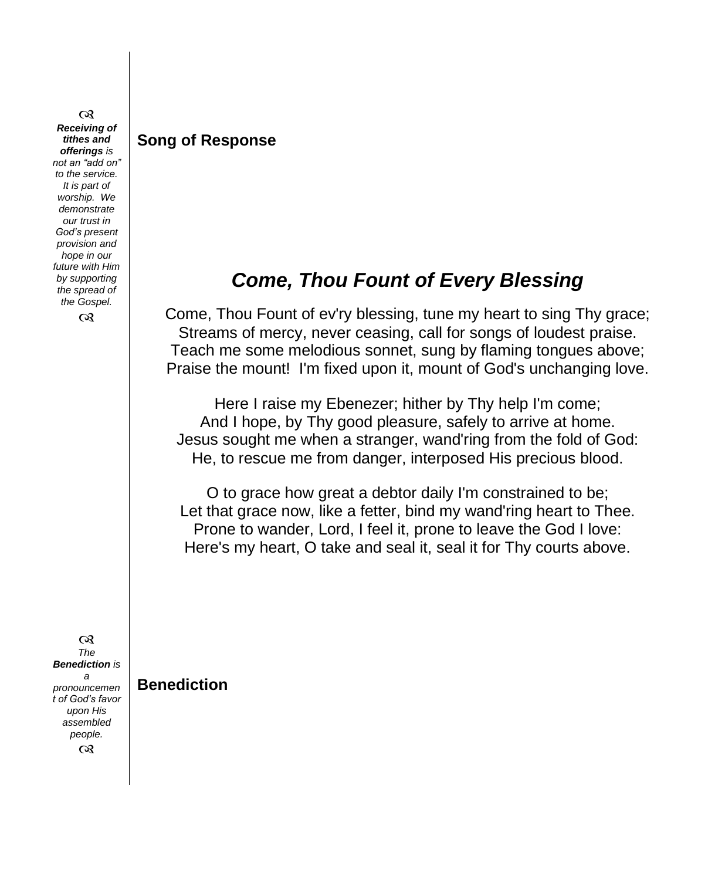☙
***Receiving of tithes and offerings** is not an "add on" to the service. It is part of worship. We demonstrate our trust in God's present provision and hope in our future with Him by supporting the spread of the Gospel.*
☙

**Song of Response**

## *Come, Thou Fount of Every Blessing*

Come, Thou Fount of ev'ry blessing, tune my heart to sing Thy grace;
Streams of mercy, never ceasing, call for songs of loudest praise.
Teach me some melodious sonnet, sung by flaming tongues above;
Praise the mount! I'm fixed upon it, mount of God's unchanging love.

Here I raise my Ebenezer; hither by Thy help I'm come;
And I hope, by Thy good pleasure, safely to arrive at home.
Jesus sought me when a stranger, wand'ring from the fold of God:
He, to rescue me from danger, interposed His precious blood.

O to grace how great a debtor daily I'm constrained to be;
Let that grace now, like a fetter, bind my wand'ring heart to Thee.
Prone to wander, Lord, I feel it, prone to leave the God I love:
Here's my heart, O take and seal it, seal it for Thy courts above.

☙
*The **Benediction** is a pronouncement of God's favor upon His assembled people.*
☙

**Benediction**